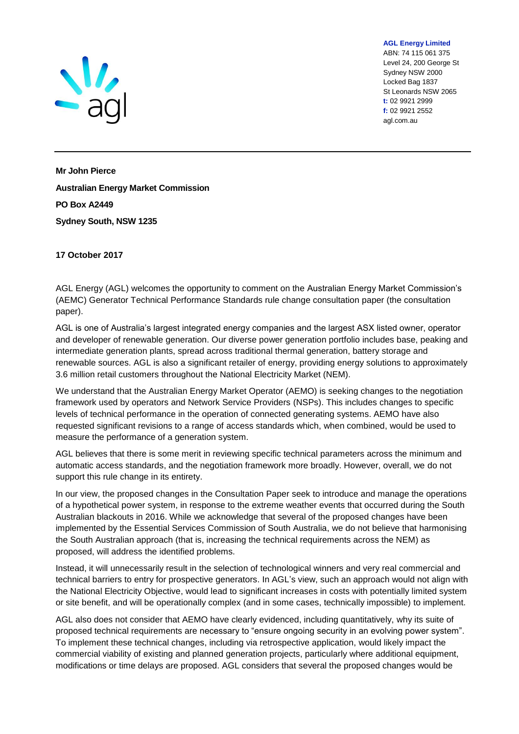**AGL Energy Limited**
ABN: 74 115 061 375
Level 24, 200 George St
Sydney NSW 2000
Locked Bag 1837
St Leonards NSW 2065
**t:** 02 9921 2999
**f:** 02 9921 2552
agl.com.au

**Mr John Pierce**

**Australian Energy Market Commission**

**PO Box A2449**

**Sydney South, NSW 1235**

**17 October 2017**

AGL Energy (AGL) welcomes the opportunity to comment on the Australian Energy Market Commission's (AEMC) Generator Technical Performance Standards rule change consultation paper (the consultation paper).

AGL is one of Australia's largest integrated energy companies and the largest ASX listed owner, operator and developer of renewable generation. Our diverse power generation portfolio includes base, peaking and intermediate generation plants, spread across traditional thermal generation, battery storage and renewable sources. AGL is also a significant retailer of energy, providing energy solutions to approximately 3.6 million retail customers throughout the National Electricity Market (NEM).

We understand that the Australian Energy Market Operator (AEMO) is seeking changes to the negotiation framework used by operators and Network Service Providers (NSPs). This includes changes to specific levels of technical performance in the operation of connected generating systems. AEMO have also requested significant revisions to a range of access standards which, when combined, would be used to measure the performance of a generation system.

AGL believes that there is some merit in reviewing specific technical parameters across the minimum and automatic access standards, and the negotiation framework more broadly. However, overall, we do not support this rule change in its entirety.

In our view, the proposed changes in the Consultation Paper seek to introduce and manage the operations of a hypothetical power system, in response to the extreme weather events that occurred during the South Australian blackouts in 2016. While we acknowledge that several of the proposed changes have been implemented by the Essential Services Commission of South Australia, we do not believe that harmonising the South Australian approach (that is, increasing the technical requirements across the NEM) as proposed, will address the identified problems.

Instead, it will unnecessarily result in the selection of technological winners and very real commercial and technical barriers to entry for prospective generators. In AGL's view, such an approach would not align with the National Electricity Objective, would lead to significant increases in costs with potentially limited system or site benefit, and will be operationally complex (and in some cases, technically impossible) to implement.

AGL also does not consider that AEMO have clearly evidenced, including quantitatively, why its suite of proposed technical requirements are necessary to "ensure ongoing security in an evolving power system". To implement these technical changes, including via retrospective application, would likely impact the commercial viability of existing and planned generation projects, particularly where additional equipment, modifications or time delays are proposed. AGL considers that several the proposed changes would be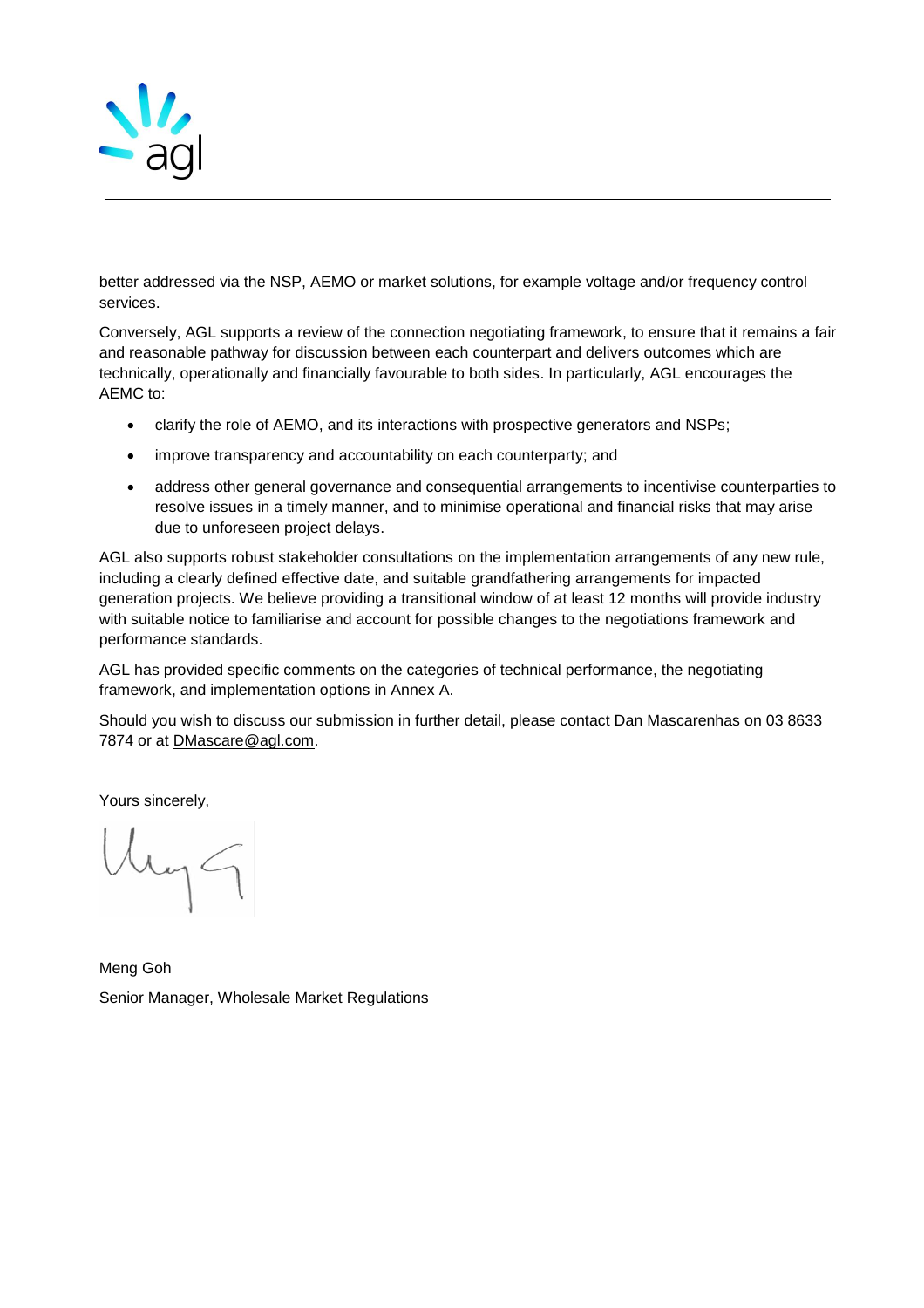better addressed via the NSP, AEMO or market solutions, for example voltage and/or frequency control services.

Conversely, AGL supports a review of the connection negotiating framework, to ensure that it remains a fair and reasonable pathway for discussion between each counterpart and delivers outcomes which are technically, operationally and financially favourable to both sides. In particularly, AGL encourages the AEMC to:

- clarify the role of AEMO, and its interactions with prospective generators and NSPs;
- improve transparency and accountability on each counterparty; and
- address other general governance and consequential arrangements to incentivise counterparties to resolve issues in a timely manner, and to minimise operational and financial risks that may arise due to unforeseen project delays.

AGL also supports robust stakeholder consultations on the implementation arrangements of any new rule, including a clearly defined effective date, and suitable grandfathering arrangements for impacted generation projects. We believe providing a transitional window of at least 12 months will provide industry with suitable notice to familiarise and account for possible changes to the negotiations framework and performance standards.

AGL has provided specific comments on the categories of technical performance, the negotiating framework, and implementation options in Annex A.

Should you wish to discuss our submission in further detail, please contact Dan Mascarenhas on 03 8633 7874 or at DMascare@agl.com.

Yours sincerely,

Meng Goh

Senior Manager, Wholesale Market Regulations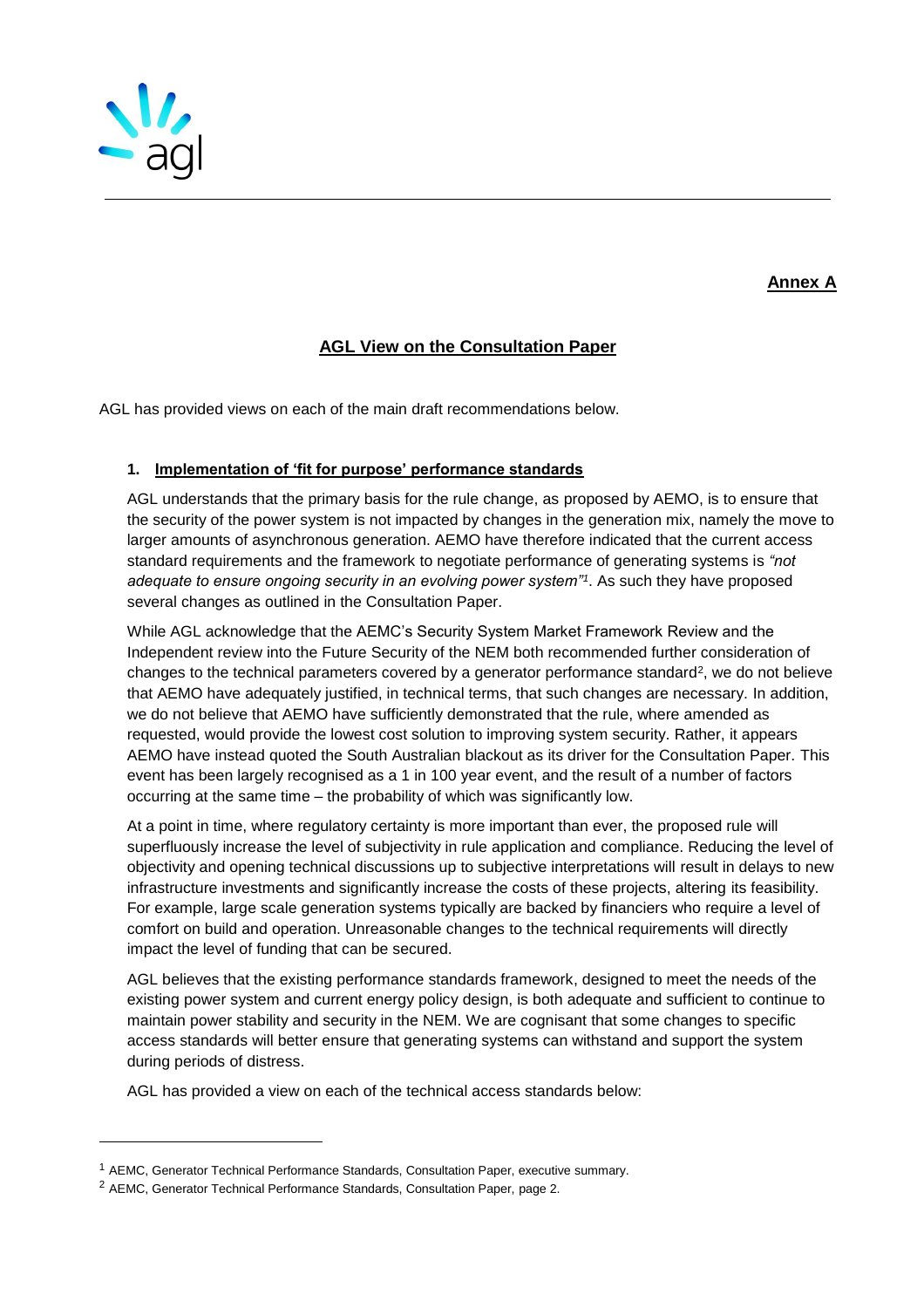**Annex A**

## AGL View on the Consultation Paper

AGL has provided views on each of the main draft recommendations below.

### 1. Implementation of 'fit for purpose' performance standards

AGL understands that the primary basis for the rule change, as proposed by AEMO, is to ensure that the security of the power system is not impacted by changes in the generation mix, namely the move to larger amounts of asynchronous generation. AEMO have therefore indicated that the current access standard requirements and the framework to negotiate performance of generating systems is *"not adequate to ensure ongoing security in an evolving power system"*[1]. As such they have proposed several changes as outlined in the Consultation Paper.

While AGL acknowledge that the AEMC's Security System Market Framework Review and the Independent review into the Future Security of the NEM both recommended further consideration of changes to the technical parameters covered by a generator performance standard[2], we do not believe that AEMO have adequately justified, in technical terms, that such changes are necessary. In addition, we do not believe that AEMO have sufficiently demonstrated that the rule, where amended as requested, would provide the lowest cost solution to improving system security. Rather, it appears AEMO have instead quoted the South Australian blackout as its driver for the Consultation Paper. This event has been largely recognised as a 1 in 100 year event, and the result of a number of factors occurring at the same time – the probability of which was significantly low.

At a point in time, where regulatory certainty is more important than ever, the proposed rule will superfluously increase the level of subjectivity in rule application and compliance. Reducing the level of objectivity and opening technical discussions up to subjective interpretations will result in delays to new infrastructure investments and significantly increase the costs of these projects, altering its feasibility. For example, large scale generation systems typically are backed by financiers who require a level of comfort on build and operation. Unreasonable changes to the technical requirements will directly impact the level of funding that can be secured.

AGL believes that the existing performance standards framework, designed to meet the needs of the existing power system and current energy policy design, is both adequate and sufficient to continue to maintain power stability and security in the NEM. We are cognisant that some changes to specific access standards will better ensure that generating systems can withstand and support the system during periods of distress.

AGL has provided a view on each of the technical access standards below:

---

[1] AEMC, Generator Technical Performance Standards, Consultation Paper, executive summary.

[2] AEMC, Generator Technical Performance Standards, Consultation Paper, page 2.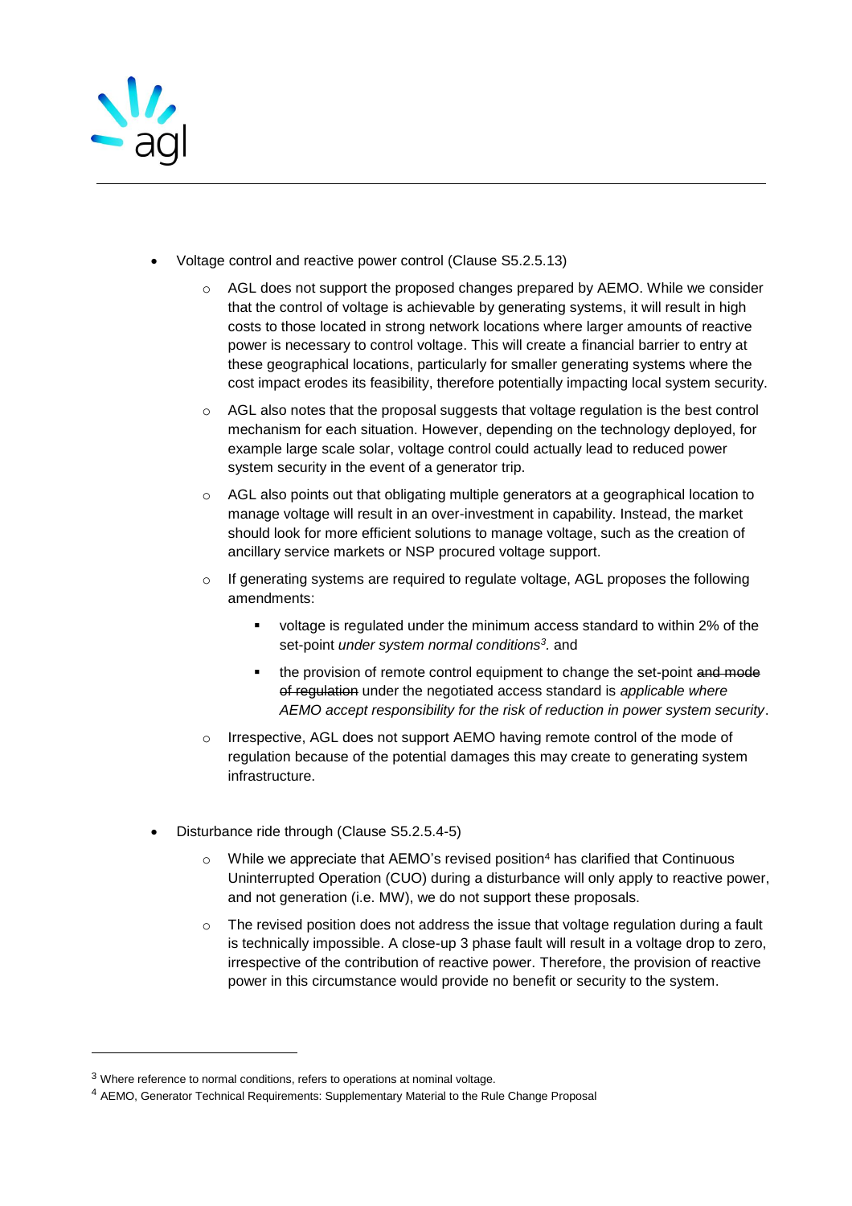- Voltage control and reactive power control (Clause S5.2.5.13)
  - AGL does not support the proposed changes prepared by AEMO. While we consider that the control of voltage is achievable by generating systems, it will result in high costs to those located in strong network locations where larger amounts of reactive power is necessary to control voltage. This will create a financial barrier to entry at these geographical locations, particularly for smaller generating systems where the cost impact erodes its feasibility, therefore potentially impacting local system security.
  - AGL also notes that the proposal suggests that voltage regulation is the best control mechanism for each situation. However, depending on the technology deployed, for example large scale solar, voltage control could actually lead to reduced power system security in the event of a generator trip.
  - AGL also points out that obligating multiple generators at a geographical location to manage voltage will result in an over-investment in capability. Instead, the market should look for more efficient solutions to manage voltage, such as the creation of ancillary service markets or NSP procured voltage support.
  - If generating systems are required to regulate voltage, AGL proposes the following amendments:
    - voltage is regulated under the minimum access standard to within 2% of the set-point *under system normal conditions*[3]. and
    - the provision of remote control equipment to change the set-point ~~and mode of regulation~~ under the negotiated access standard is *applicable where AEMO accept responsibility for the risk of reduction in power system security*.
  - Irrespective, AGL does not support AEMO having remote control of the mode of regulation because of the potential damages this may create to generating system infrastructure.

- Disturbance ride through (Clause S5.2.5.4-5)
  - While we appreciate that AEMO's revised position[4] has clarified that Continuous Uninterrupted Operation (CUO) during a disturbance will only apply to reactive power, and not generation (i.e. MW), we do not support these proposals.
  - The revised position does not address the issue that voltage regulation during a fault is technically impossible. A close-up 3 phase fault will result in a voltage drop to zero, irrespective of the contribution of reactive power. Therefore, the provision of reactive power in this circumstance would provide no benefit or security to the system.

---

[3] Where reference to normal conditions, refers to operations at nominal voltage.

[4] AEMO, Generator Technical Requirements: Supplementary Material to the Rule Change Proposal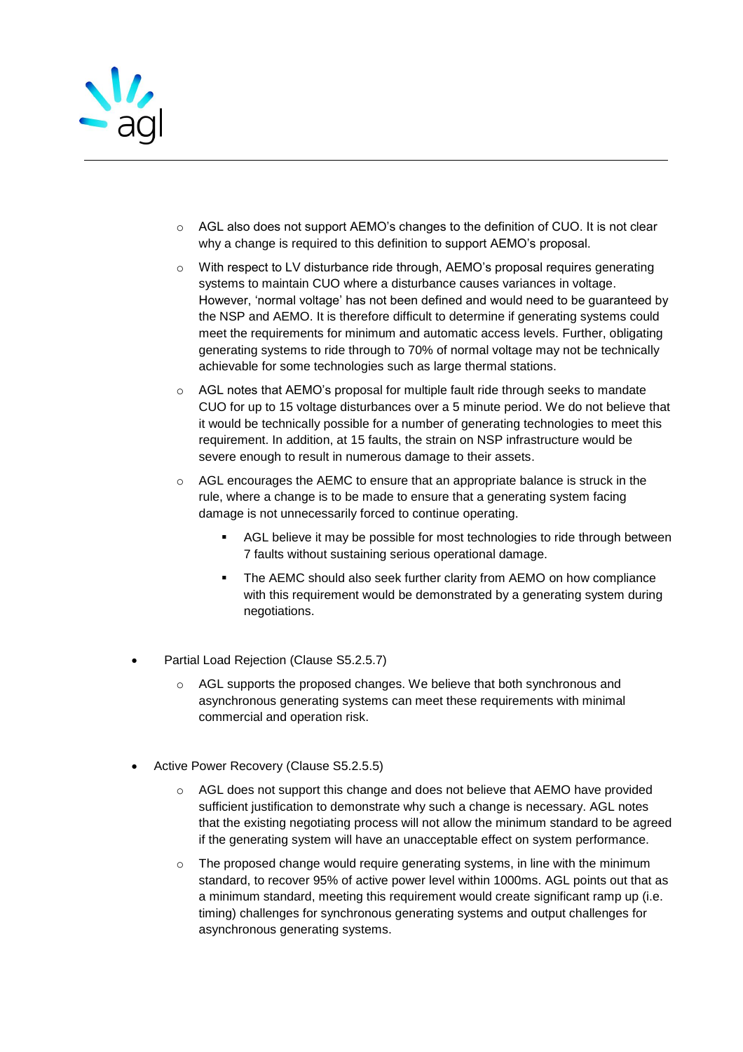- AGL also does not support AEMO's changes to the definition of CUO. It is not clear why a change is required to this definition to support AEMO's proposal.
  - With respect to LV disturbance ride through, AEMO's proposal requires generating systems to maintain CUO where a disturbance causes variances in voltage. However, 'normal voltage' has not been defined and would need to be guaranteed by the NSP and AEMO. It is therefore difficult to determine if generating systems could meet the requirements for minimum and automatic access levels. Further, obligating generating systems to ride through to 70% of normal voltage may not be technically achievable for some technologies such as large thermal stations.
  - AGL notes that AEMO's proposal for multiple fault ride through seeks to mandate CUO for up to 15 voltage disturbances over a 5 minute period. We do not believe that it would be technically possible for a number of generating technologies to meet this requirement. In addition, at 15 faults, the strain on NSP infrastructure would be severe enough to result in numerous damage to their assets.
  - AGL encourages the AEMC to ensure that an appropriate balance is struck in the rule, where a change is to be made to ensure that a generating system facing damage is not unnecessarily forced to continue operating.
    - AGL believe it may be possible for most technologies to ride through between 7 faults without sustaining serious operational damage.
    - The AEMC should also seek further clarity from AEMO on how compliance with this requirement would be demonstrated by a generating system during negotiations.

- Partial Load Rejection (Clause S5.2.5.7)
  - AGL supports the proposed changes. We believe that both synchronous and asynchronous generating systems can meet these requirements with minimal commercial and operation risk.

- Active Power Recovery (Clause S5.2.5.5)
  - AGL does not support this change and does not believe that AEMO have provided sufficient justification to demonstrate why such a change is necessary. AGL notes that the existing negotiating process will not allow the minimum standard to be agreed if the generating system will have an unacceptable effect on system performance.
  - The proposed change would require generating systems, in line with the minimum standard, to recover 95% of active power level within 1000ms. AGL points out that as a minimum standard, meeting this requirement would create significant ramp up (i.e. timing) challenges for synchronous generating systems and output challenges for asynchronous generating systems.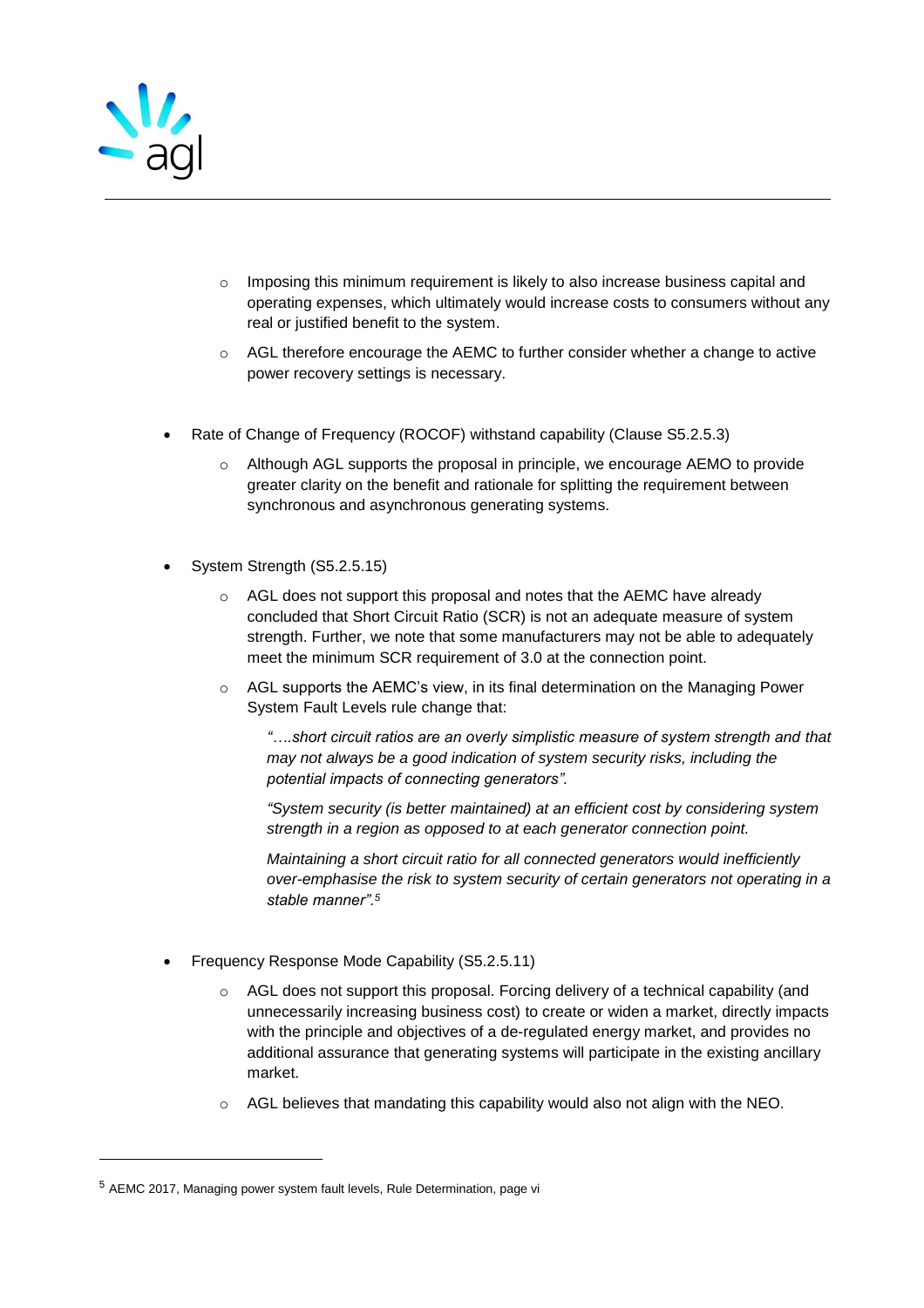- Imposing this minimum requirement is likely to also increase business capital and operating expenses, which ultimately would increase costs to consumers without any real or justified benefit to the system.
  - AGL therefore encourage the AEMC to further consider whether a change to active power recovery settings is necessary.

- Rate of Change of Frequency (ROCOF) withstand capability (Clause S5.2.5.3)
  - Although AGL supports the proposal in principle, we encourage AEMO to provide greater clarity on the benefit and rationale for splitting the requirement between synchronous and asynchronous generating systems.

- System Strength (S5.2.5.15)
  - AGL does not support this proposal and notes that the AEMC have already concluded that Short Circuit Ratio (SCR) is not an adequate measure of system strength. Further, we note that some manufacturers may not be able to adequately meet the minimum SCR requirement of 3.0 at the connection point.
  - AGL supports the AEMC's view, in its final determination on the Managing Power System Fault Levels rule change that:

    *"….short circuit ratios are an overly simplistic measure of system strength and that may not always be a good indication of system security risks, including the potential impacts of connecting generators".*

    *"System security (is better maintained) at an efficient cost by considering system strength in a region as opposed to at each generator connection point.*

    *Maintaining a short circuit ratio for all connected generators would inefficiently over-emphasise the risk to system security of certain generators not operating in a stable manner".*[5]

- Frequency Response Mode Capability (S5.2.5.11)
  - AGL does not support this proposal. Forcing delivery of a technical capability (and unnecessarily increasing business cost) to create or widen a market, directly impacts with the principle and objectives of a de-regulated energy market, and provides no additional assurance that generating systems will participate in the existing ancillary market.
  - AGL believes that mandating this capability would also not align with the NEO.

---

[5] AEMC 2017, Managing power system fault levels, Rule Determination, page vi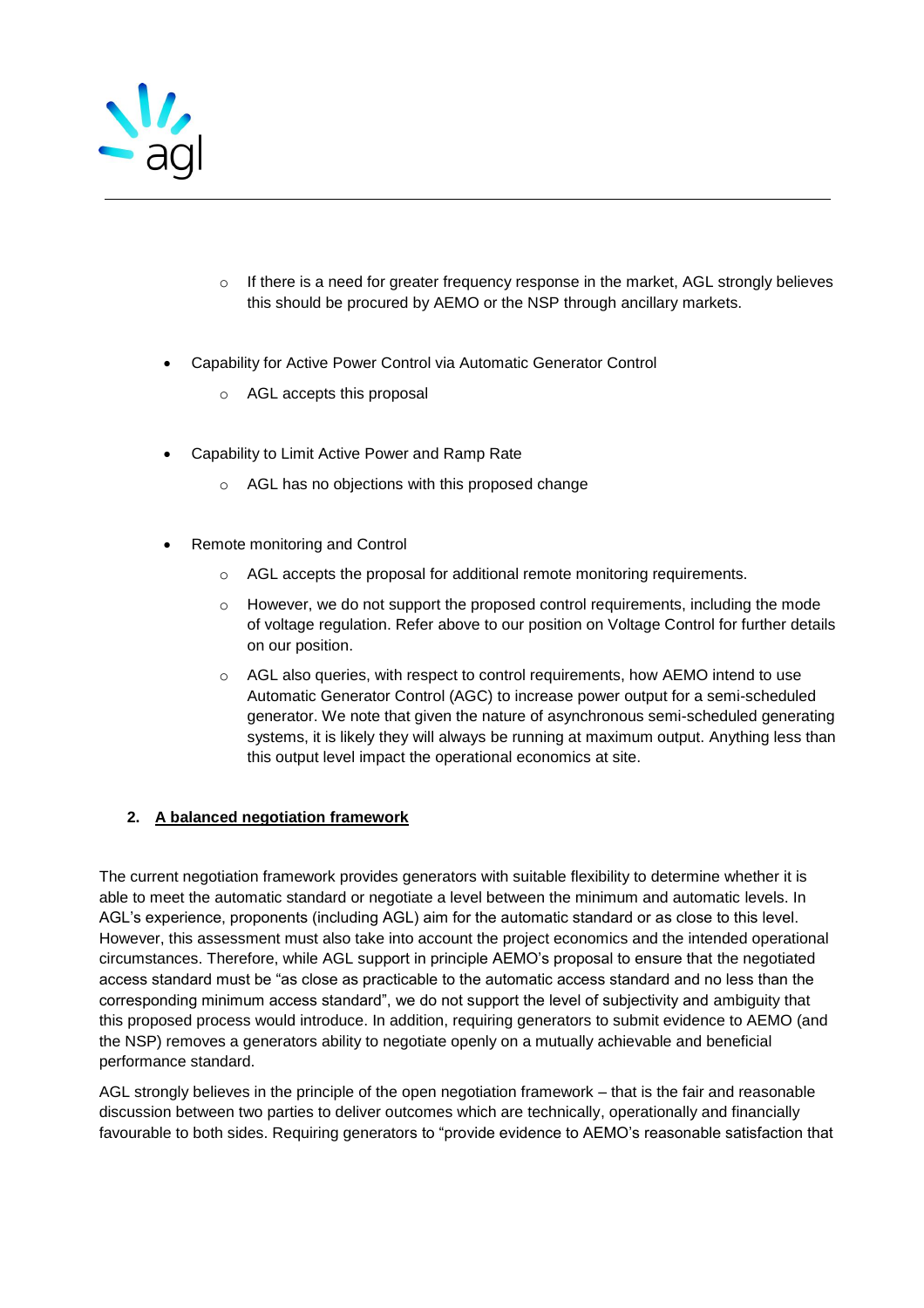- If there is a need for greater frequency response in the market, AGL strongly believes this should be procured by AEMO or the NSP through ancillary markets.

- Capability for Active Power Control via Automatic Generator Control
    - AGL accepts this proposal

- Capability to Limit Active Power and Ramp Rate
    - AGL has no objections with this proposed change

- Remote monitoring and Control
    - AGL accepts the proposal for additional remote monitoring requirements.
    - However, we do not support the proposed control requirements, including the mode of voltage regulation. Refer above to our position on Voltage Control for further details on our position.
    - AGL also queries, with respect to control requirements, how AEMO intend to use Automatic Generator Control (AGC) to increase power output for a semi-scheduled generator. We note that given the nature of asynchronous semi-scheduled generating systems, it is likely they will always be running at maximum output. Anything less than this output level impact the operational economics at site.

## 2. A balanced negotiation framework

The current negotiation framework provides generators with suitable flexibility to determine whether it is able to meet the automatic standard or negotiate a level between the minimum and automatic levels. In AGL's experience, proponents (including AGL) aim for the automatic standard or as close to this level. However, this assessment must also take into account the project economics and the intended operational circumstances. Therefore, while AGL support in principle AEMO's proposal to ensure that the negotiated access standard must be "as close as practicable to the automatic access standard and no less than the corresponding minimum access standard", we do not support the level of subjectivity and ambiguity that this proposed process would introduce. In addition, requiring generators to submit evidence to AEMO (and the NSP) removes a generators ability to negotiate openly on a mutually achievable and beneficial performance standard.

AGL strongly believes in the principle of the open negotiation framework – that is the fair and reasonable discussion between two parties to deliver outcomes which are technically, operationally and financially favourable to both sides. Requiring generators to "provide evidence to AEMO's reasonable satisfaction that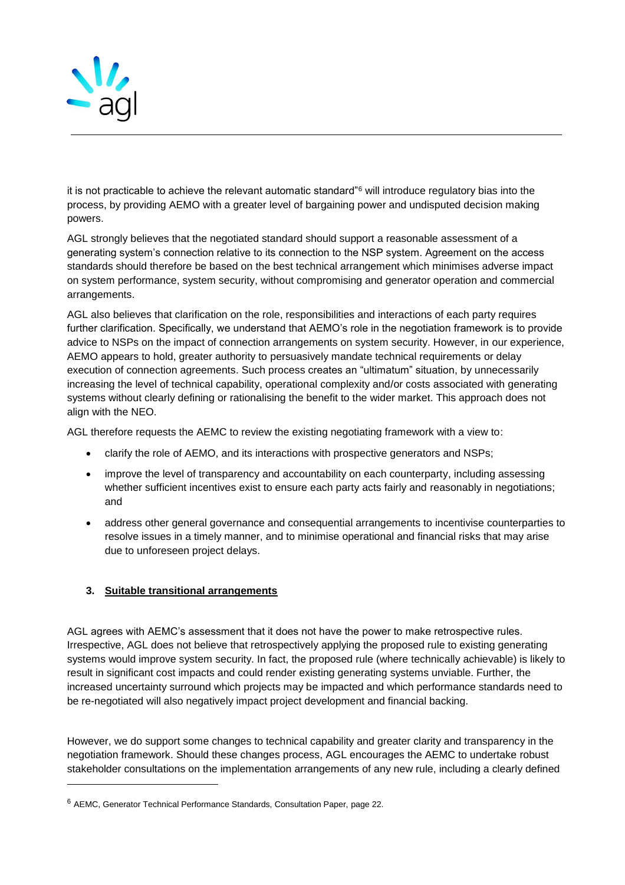it is not practicable to achieve the relevant automatic standard"[6] will introduce regulatory bias into the process, by providing AEMO with a greater level of bargaining power and undisputed decision making powers.

AGL strongly believes that the negotiated standard should support a reasonable assessment of a generating system's connection relative to its connection to the NSP system. Agreement on the access standards should therefore be based on the best technical arrangement which minimises adverse impact on system performance, system security, without compromising and generator operation and commercial arrangements.

AGL also believes that clarification on the role, responsibilities and interactions of each party requires further clarification. Specifically, we understand that AEMO's role in the negotiation framework is to provide advice to NSPs on the impact of connection arrangements on system security. However, in our experience, AEMO appears to hold, greater authority to persuasively mandate technical requirements or delay execution of connection agreements. Such process creates an "ultimatum" situation, by unnecessarily increasing the level of technical capability, operational complexity and/or costs associated with generating systems without clearly defining or rationalising the benefit to the wider market. This approach does not align with the NEO.

AGL therefore requests the AEMC to review the existing negotiating framework with a view to:

- clarify the role of AEMO, and its interactions with prospective generators and NSPs;
- improve the level of transparency and accountability on each counterparty, including assessing whether sufficient incentives exist to ensure each party acts fairly and reasonably in negotiations; and
- address other general governance and consequential arrangements to incentivise counterparties to resolve issues in a timely manner, and to minimise operational and financial risks that may arise due to unforeseen project delays.

### 3. Suitable transitional arrangements

AGL agrees with AEMC's assessment that it does not have the power to make retrospective rules. Irrespective, AGL does not believe that retrospectively applying the proposed rule to existing generating systems would improve system security. In fact, the proposed rule (where technically achievable) is likely to result in significant cost impacts and could render existing generating systems unviable. Further, the increased uncertainty surround which projects may be impacted and which performance standards need to be re-negotiated will also negatively impact project development and financial backing.

However, we do support some changes to technical capability and greater clarity and transparency in the negotiation framework. Should these changes process, AGL encourages the AEMC to undertake robust stakeholder consultations on the implementation arrangements of any new rule, including a clearly defined

[6] AEMC, Generator Technical Performance Standards, Consultation Paper, page 22.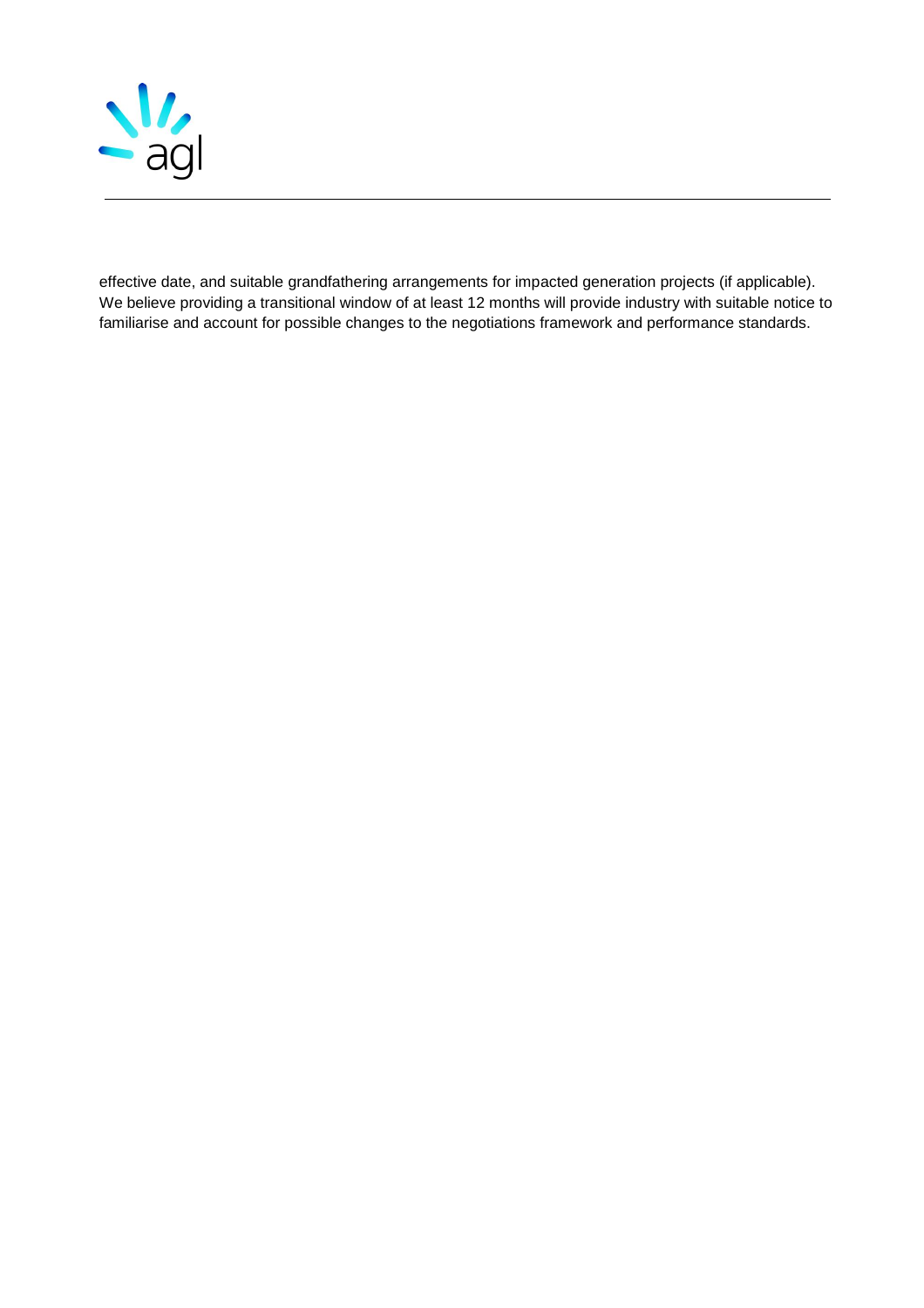effective date, and suitable grandfathering arrangements for impacted generation projects (if applicable). We believe providing a transitional window of at least 12 months will provide industry with suitable notice to familiarise and account for possible changes to the negotiations framework and performance standards.